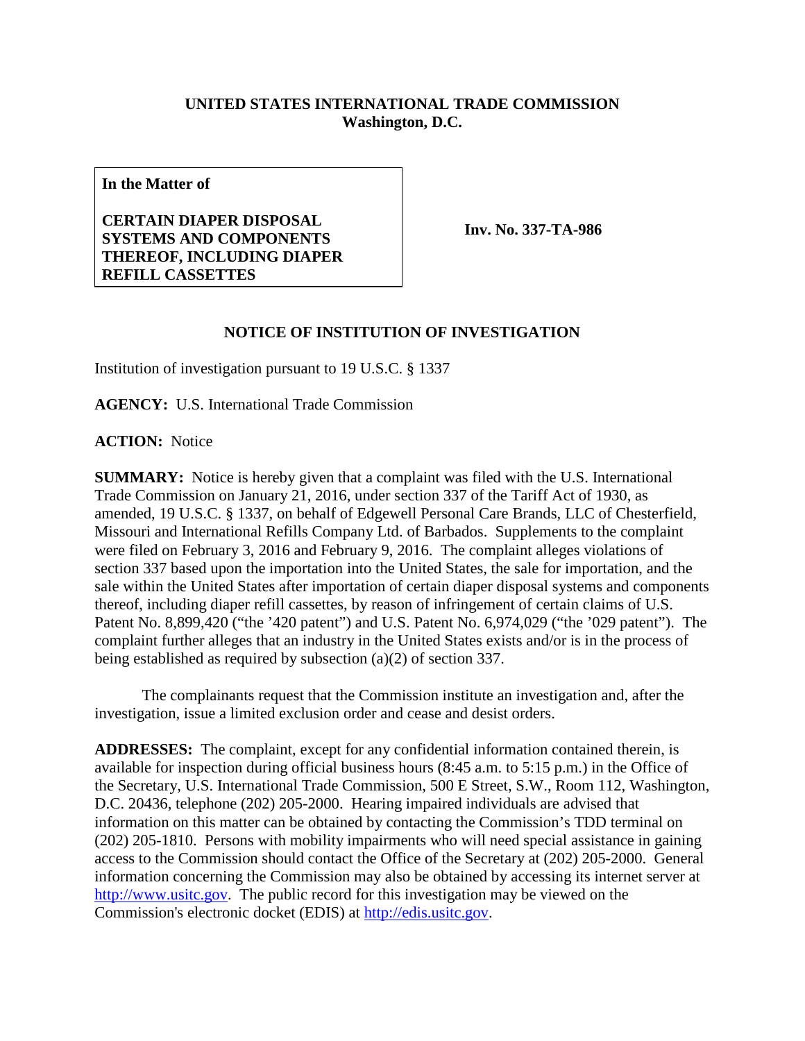**UNITED STATES INTERNATIONAL TRADE COMMISSION**
**Washington, D.C.**

| | |
|---|---|
| **In the Matter of**<br><br>**CERTAIN DIAPER DISPOSAL SYSTEMS AND COMPONENTS THEREOF, INCLUDING DIAPER REFILL CASSETTES** | **Inv. No. 337-TA-986** |

## NOTICE OF INSTITUTION OF INVESTIGATION

Institution of investigation pursuant to 19 U.S.C. § 1337

**AGENCY:** U.S. International Trade Commission

**ACTION:** Notice

**SUMMARY:** Notice is hereby given that a complaint was filed with the U.S. International Trade Commission on January 21, 2016, under section 337 of the Tariff Act of 1930, as amended, 19 U.S.C. § 1337, on behalf of Edgewell Personal Care Brands, LLC of Chesterfield, Missouri and International Refills Company Ltd. of Barbados. Supplements to the complaint were filed on February 3, 2016 and February 9, 2016. The complaint alleges violations of section 337 based upon the importation into the United States, the sale for importation, and the sale within the United States after importation of certain diaper disposal systems and components thereof, including diaper refill cassettes, by reason of infringement of certain claims of U.S. Patent No. 8,899,420 ("the '420 patent") and U.S. Patent No. 6,974,029 ("the '029 patent"). The complaint further alleges that an industry in the United States exists and/or is in the process of being established as required by subsection (a)(2) of section 337.

The complainants request that the Commission institute an investigation and, after the investigation, issue a limited exclusion order and cease and desist orders.

**ADDRESSES:** The complaint, except for any confidential information contained therein, is available for inspection during official business hours (8:45 a.m. to 5:15 p.m.) in the Office of the Secretary, U.S. International Trade Commission, 500 E Street, S.W., Room 112, Washington, D.C. 20436, telephone (202) 205-2000. Hearing impaired individuals are advised that information on this matter can be obtained by contacting the Commission's TDD terminal on (202) 205-1810. Persons with mobility impairments who will need special assistance in gaining access to the Commission should contact the Office of the Secretary at (202) 205-2000. General information concerning the Commission may also be obtained by accessing its internet server at http://www.usitc.gov. The public record for this investigation may be viewed on the Commission's electronic docket (EDIS) at http://edis.usitc.gov.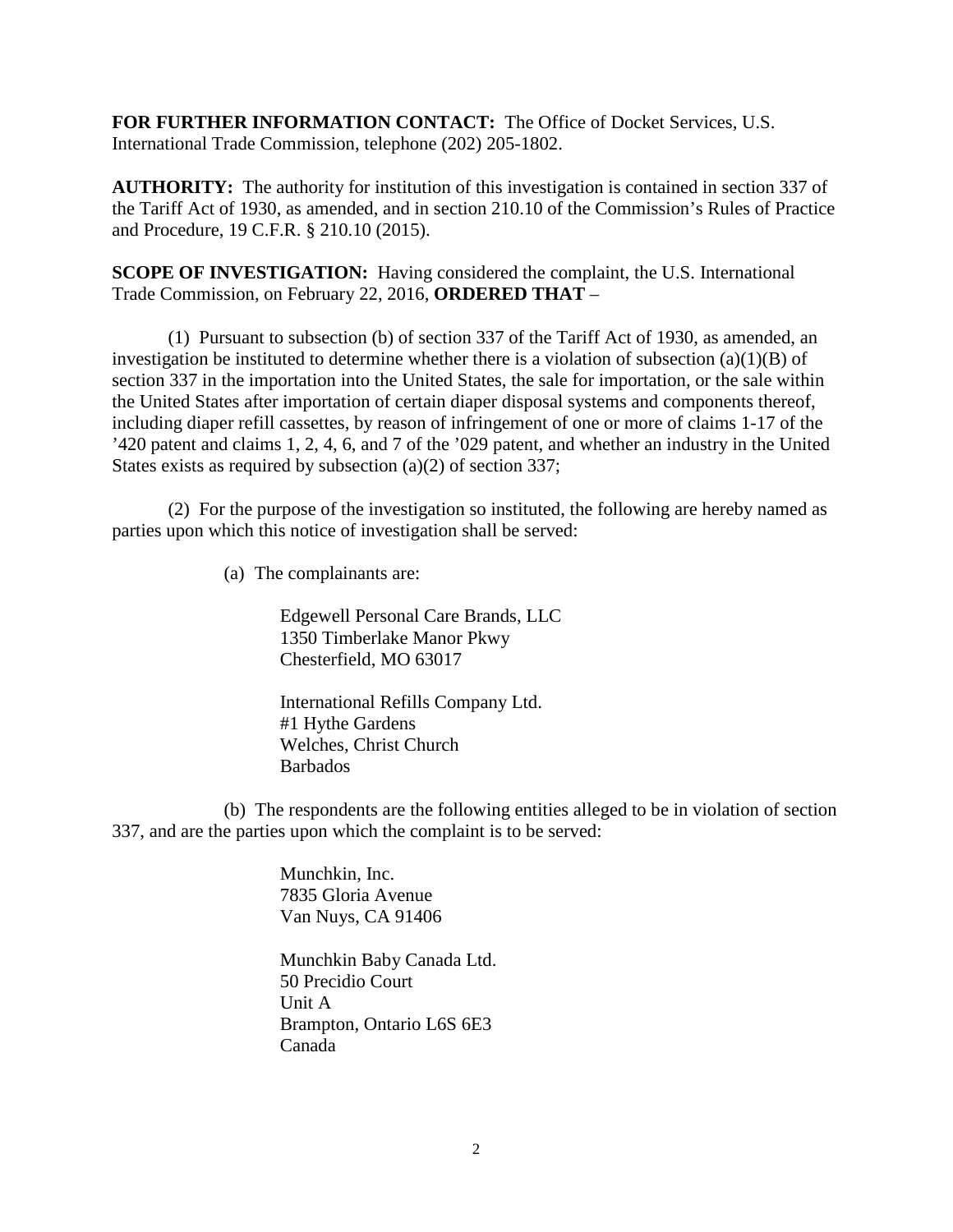**FOR FURTHER INFORMATION CONTACT:** The Office of Docket Services, U.S. International Trade Commission, telephone (202) 205-1802.

**AUTHORITY:** The authority for institution of this investigation is contained in section 337 of the Tariff Act of 1930, as amended, and in section 210.10 of the Commission's Rules of Practice and Procedure, 19 C.F.R. § 210.10 (2015).

**SCOPE OF INVESTIGATION:** Having considered the complaint, the U.S. International Trade Commission, on February 22, 2016, **ORDERED THAT** –

(1) Pursuant to subsection (b) of section 337 of the Tariff Act of 1930, as amended, an investigation be instituted to determine whether there is a violation of subsection (a)(1)(B) of section 337 in the importation into the United States, the sale for importation, or the sale within the United States after importation of certain diaper disposal systems and components thereof, including diaper refill cassettes, by reason of infringement of one or more of claims 1-17 of the '420 patent and claims 1, 2, 4, 6, and 7 of the '029 patent, and whether an industry in the United States exists as required by subsection (a)(2) of section 337;

(2) For the purpose of the investigation so instituted, the following are hereby named as parties upon which this notice of investigation shall be served:

(a) The complainants are:

Edgewell Personal Care Brands, LLC
1350 Timberlake Manor Pkwy
Chesterfield, MO 63017

International Refills Company Ltd.
#1 Hythe Gardens
Welches, Christ Church
Barbados

(b) The respondents are the following entities alleged to be in violation of section 337, and are the parties upon which the complaint is to be served:

Munchkin, Inc.
7835 Gloria Avenue
Van Nuys, CA 91406

Munchkin Baby Canada Ltd.
50 Precidio Court
Unit A
Brampton, Ontario L6S 6E3
Canada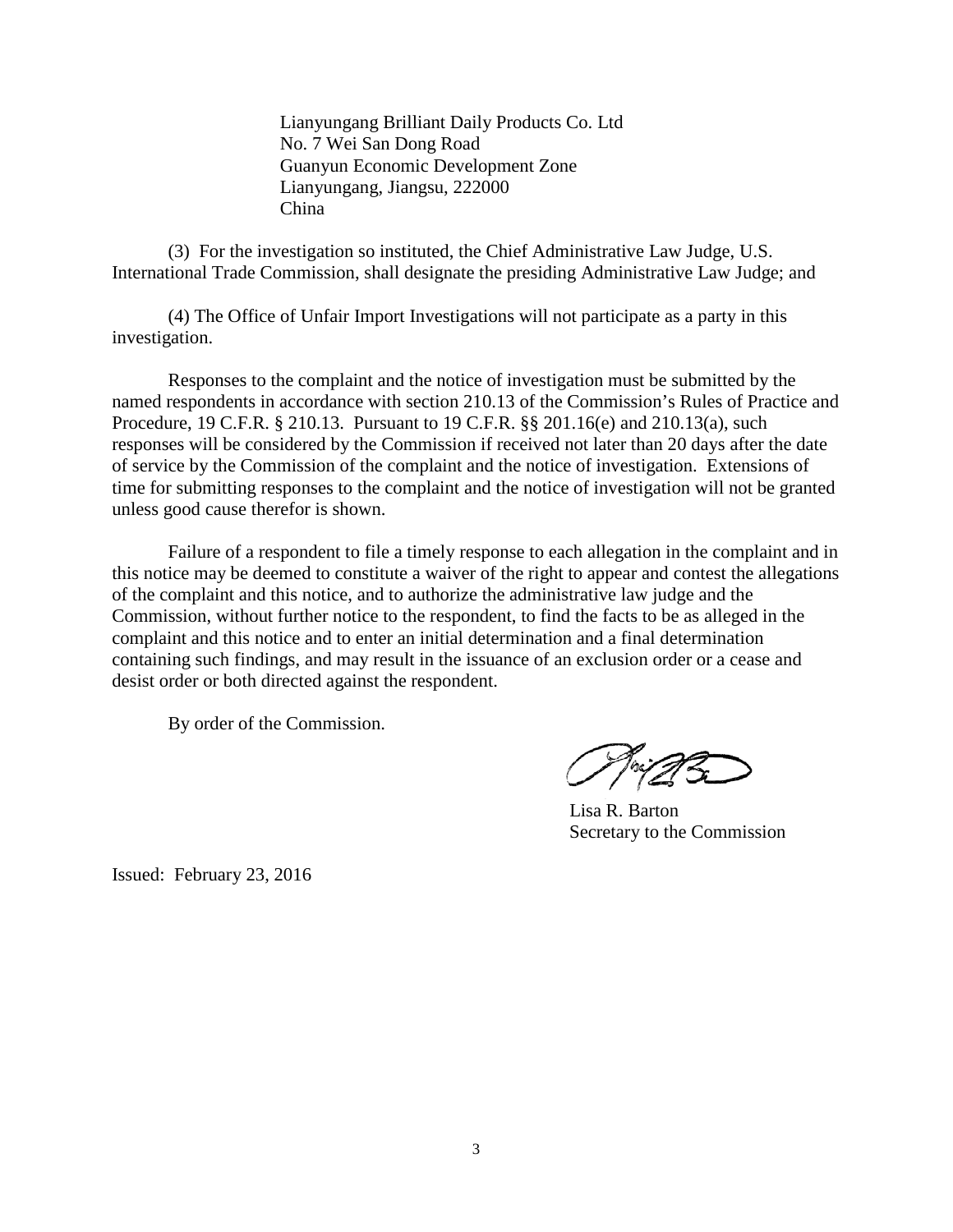Lianyungang Brilliant Daily Products Co. Ltd
No. 7 Wei San Dong Road
Guanyun Economic Development Zone
Lianyungang, Jiangsu, 222000
China

(3) For the investigation so instituted, the Chief Administrative Law Judge, U.S. International Trade Commission, shall designate the presiding Administrative Law Judge; and

(4) The Office of Unfair Import Investigations will not participate as a party in this investigation.

Responses to the complaint and the notice of investigation must be submitted by the named respondents in accordance with section 210.13 of the Commission's Rules of Practice and Procedure, 19 C.F.R. § 210.13. Pursuant to 19 C.F.R. §§ 201.16(e) and 210.13(a), such responses will be considered by the Commission if received not later than 20 days after the date of service by the Commission of the complaint and the notice of investigation. Extensions of time for submitting responses to the complaint and the notice of investigation will not be granted unless good cause therefor is shown.

Failure of a respondent to file a timely response to each allegation in the complaint and in this notice may be deemed to constitute a waiver of the right to appear and contest the allegations of the complaint and this notice, and to authorize the administrative law judge and the Commission, without further notice to the respondent, to find the facts to be as alleged in the complaint and this notice and to enter an initial determination and a final determination containing such findings, and may result in the issuance of an exclusion order or a cease and desist order or both directed against the respondent.

By order of the Commission.

Lisa R. Barton
Secretary to the Commission

Issued: February 23, 2016